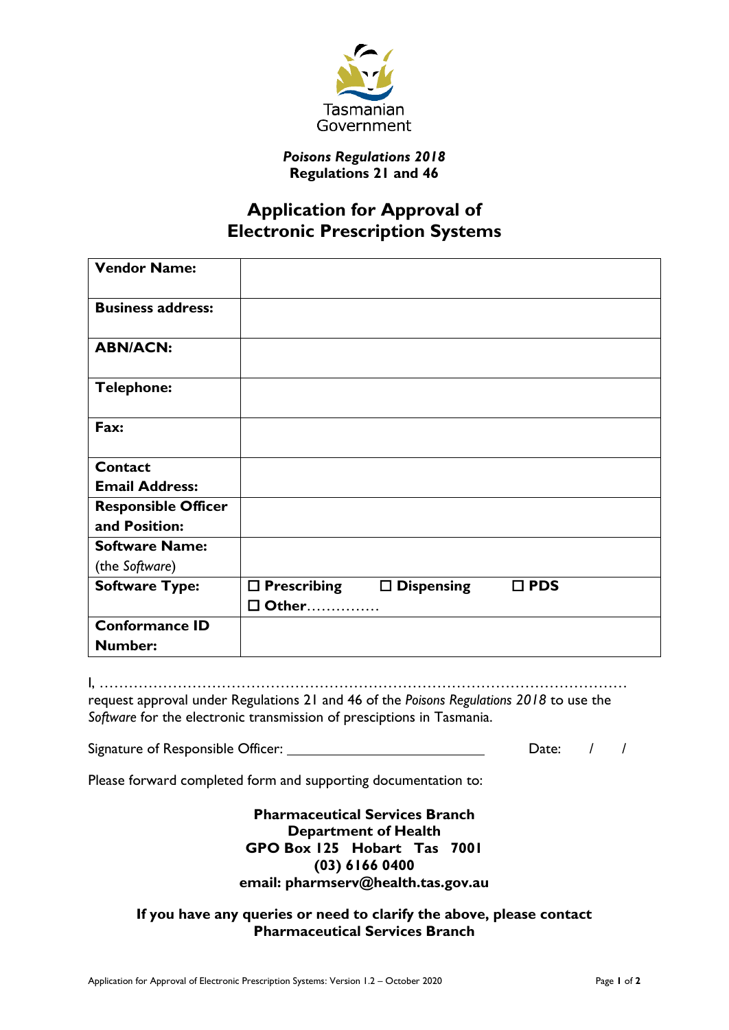Tasmanian Government

***Poisons Regulations 2018***
**Regulations 21 and 46**

# Application for Approval of Electronic Prescription Systems

| **Vendor Name:** | |
|---|---|
| **Business address:** | |
| **ABN/ACN:** | |
| **Telephone:** | |
| **Fax:** | |
| **Contact Email Address:** | |
| **Responsible Officer and Position:** | |
| **Software Name:** (the *Software*) | |
| **Software Type:** | ☐ **Prescribing** ☐ **Dispensing** ☐ **PDS** ☐ **Other**…………… |
| **Conformance ID Number:** | |

I, ……………………………………………………………………………………………… request approval under Regulations 21 and 46 of the *Poisons Regulations 2018* to use the *Software* for the electronic transmission of presciptions in Tasmania.

Signature of Responsible Officer: \_\_\_\_\_\_\_\_\_\_\_\_\_\_\_\_\_\_\_\_\_\_\_\_\_\_ Date: / /

Please forward completed form and supporting documentation to:

**Pharmaceutical Services Branch**
**Department of Health**
**GPO Box 125 Hobart Tas 7001**
**(03) 6166 0400**
**email: pharmserv@health.tas.gov.au**

**If you have any queries or need to clarify the above, please contact Pharmaceutical Services Branch**

Application for Approval of Electronic Prescription Systems: Version 1.2 – October 2020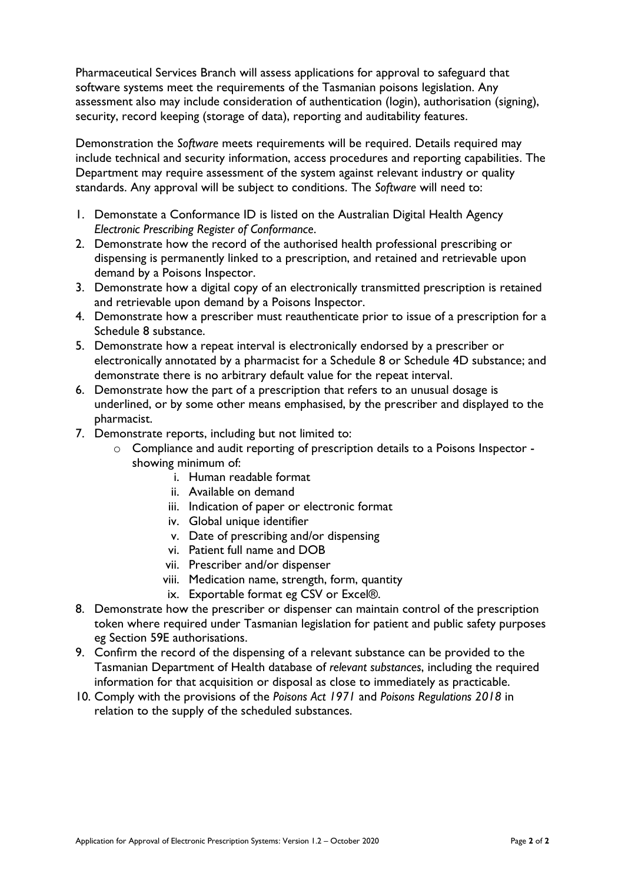Pharmaceutical Services Branch will assess applications for approval to safeguard that software systems meet the requirements of the Tasmanian poisons legislation. Any assessment also may include consideration of authentication (login), authorisation (signing), security, record keeping (storage of data), reporting and auditability features.

Demonstration the *Software* meets requirements will be required. Details required may include technical and security information, access procedures and reporting capabilities. The Department may require assessment of the system against relevant industry or quality standards. Any approval will be subject to conditions. The *Software* will need to:

1. Demonstate a Conformance ID is listed on the Australian Digital Health Agency *Electronic Prescribing Register of Conformance*.
2. Demonstrate how the record of the authorised health professional prescribing or dispensing is permanently linked to a prescription, and retained and retrievable upon demand by a Poisons Inspector.
3. Demonstrate how a digital copy of an electronically transmitted prescription is retained and retrievable upon demand by a Poisons Inspector.
4. Demonstrate how a prescriber must reauthenticate prior to issue of a prescription for a Schedule 8 substance.
5. Demonstrate how a repeat interval is electronically endorsed by a prescriber or electronically annotated by a pharmacist for a Schedule 8 or Schedule 4D substance; and demonstrate there is no arbitrary default value for the repeat interval.
6. Demonstrate how the part of a prescription that refers to an unusual dosage is underlined, or by some other means emphasised, by the prescriber and displayed to the pharmacist.
7. Demonstrate reports, including but not limited to:
   - Compliance and audit reporting of prescription details to a Poisons Inspector - showing minimum of:
     1. Human readable format
     2. Available on demand
     3. Indication of paper or electronic format
     4. Global unique identifier
     5. Date of prescribing and/or dispensing
     6. Patient full name and DOB
     7. Prescriber and/or dispenser
     8. Medication name, strength, form, quantity
     9. Exportable format eg CSV or Excel®.
8. Demonstrate how the prescriber or dispenser can maintain control of the prescription token where required under Tasmanian legislation for patient and public safety purposes eg Section 59E authorisations.
9. Confirm the record of the dispensing of a relevant substance can be provided to the Tasmanian Department of Health database of *relevant substances*, including the required information for that acquisition or disposal as close to immediately as practicable.
10. Comply with the provisions of the *Poisons Act 1971* and *Poisons Regulations 2018* in relation to the supply of the scheduled substances.